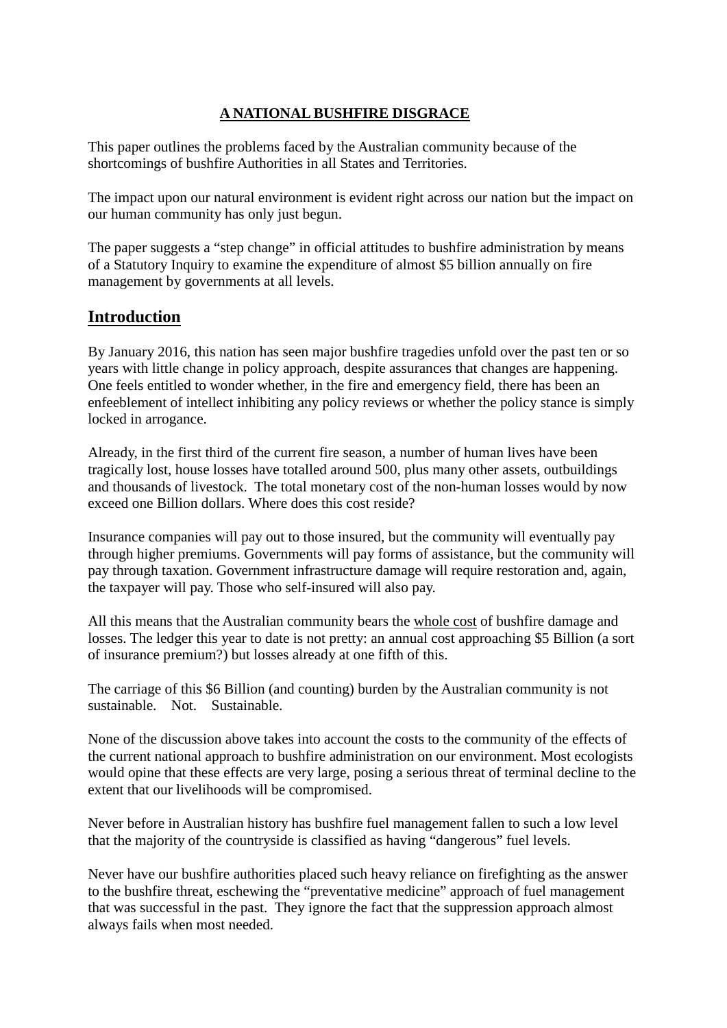# A NATIONAL BUSHFIRE DISGRACE

This paper outlines the problems faced by the Australian community because of the shortcomings of bushfire Authorities in all States and Territories.

The impact upon our natural environment is evident right across our nation but the impact on our human community has only just begun.

The paper suggests a "step change" in official attitudes to bushfire administration by means of a Statutory Inquiry to examine the expenditure of almost $5 billion annually on fire management by governments at all levels.

## Introduction

By January 2016, this nation has seen major bushfire tragedies unfold over the past ten or so years with little change in policy approach, despite assurances that changes are happening. One feels entitled to wonder whether, in the fire and emergency field, there has been an enfeeblement of intellect inhibiting any policy reviews or whether the policy stance is simply locked in arrogance.

Already, in the first third of the current fire season, a number of human lives have been tragically lost, house losses have totalled around 500, plus many other assets, outbuildings and thousands of livestock. The total monetary cost of the non-human losses would by now exceed one Billion dollars. Where does this cost reside?

Insurance companies will pay out to those insured, but the community will eventually pay through higher premiums. Governments will pay forms of assistance, but the community will pay through taxation. Government infrastructure damage will require restoration and, again, the taxpayer will pay. Those who self-insured will also pay.

All this means that the Australian community bears the whole cost of bushfire damage and losses. The ledger this year to date is not pretty: an annual cost approaching $5 Billion (a sort of insurance premium?) but losses already at one fifth of this.

The carriage of this $6 Billion (and counting) burden by the Australian community is not sustainable. Not. Sustainable.

None of the discussion above takes into account the costs to the community of the effects of the current national approach to bushfire administration on our environment. Most ecologists would opine that these effects are very large, posing a serious threat of terminal decline to the extent that our livelihoods will be compromised.

Never before in Australian history has bushfire fuel management fallen to such a low level that the majority of the countryside is classified as having "dangerous" fuel levels.

Never have our bushfire authorities placed such heavy reliance on firefighting as the answer to the bushfire threat, eschewing the "preventative medicine" approach of fuel management that was successful in the past. They ignore the fact that the suppression approach almost always fails when most needed.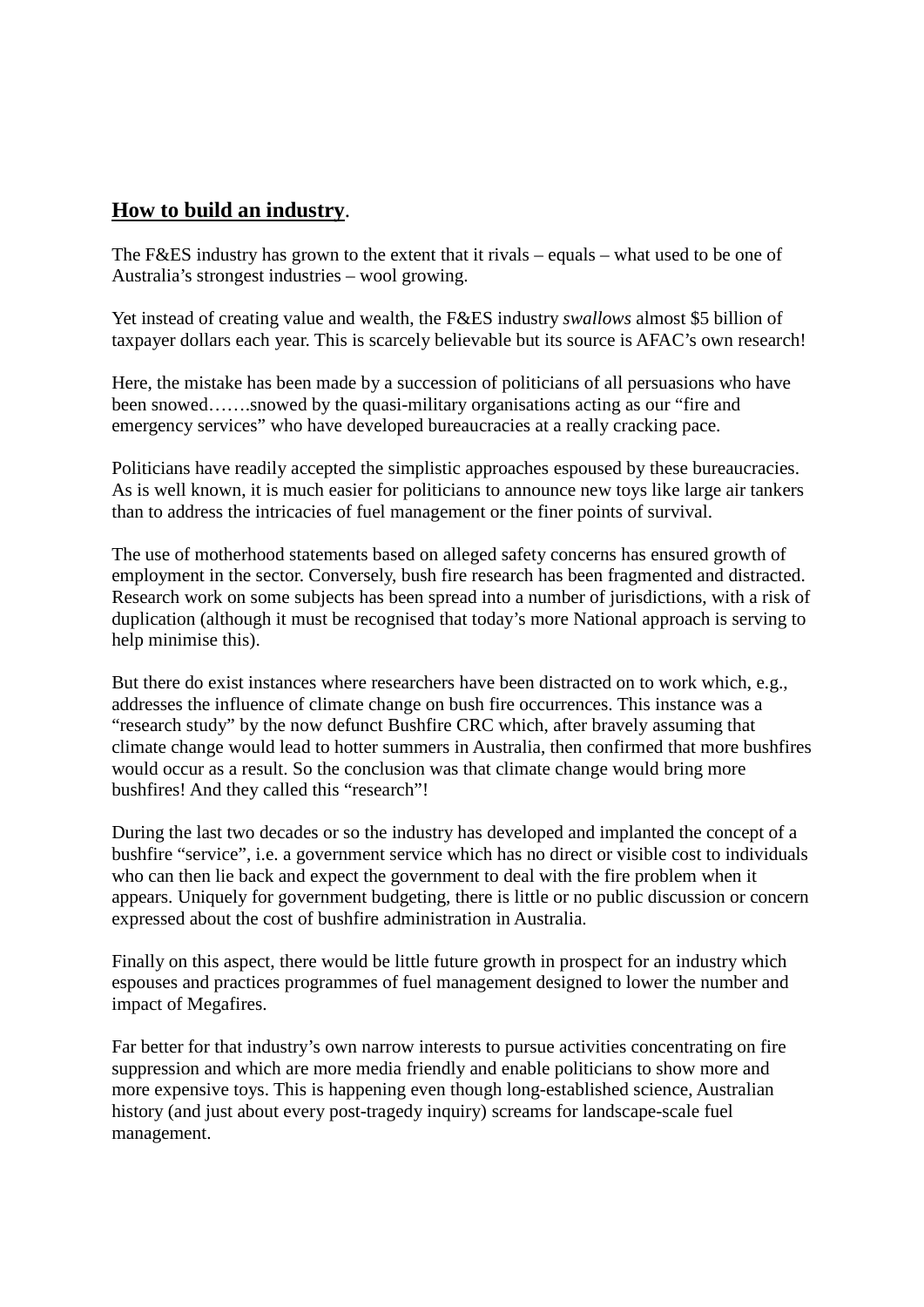**How to build an industry**.

The F&ES industry has grown to the extent that it rivals – equals – what used to be one of Australia's strongest industries – wool growing.

Yet instead of creating value and wealth, the F&ES industry *swallows* almost $5 billion of taxpayer dollars each year. This is scarcely believable but its source is AFAC's own research!

Here, the mistake has been made by a succession of politicians of all persuasions who have been snowed…….snowed by the quasi-military organisations acting as our "fire and emergency services" who have developed bureaucracies at a really cracking pace.

Politicians have readily accepted the simplistic approaches espoused by these bureaucracies. As is well known, it is much easier for politicians to announce new toys like large air tankers than to address the intricacies of fuel management or the finer points of survival.

The use of motherhood statements based on alleged safety concerns has ensured growth of employment in the sector. Conversely, bush fire research has been fragmented and distracted. Research work on some subjects has been spread into a number of jurisdictions, with a risk of duplication (although it must be recognised that today's more National approach is serving to help minimise this).

But there do exist instances where researchers have been distracted on to work which, e.g., addresses the influence of climate change on bush fire occurrences. This instance was a "research study" by the now defunct Bushfire CRC which, after bravely assuming that climate change would lead to hotter summers in Australia, then confirmed that more bushfires would occur as a result. So the conclusion was that climate change would bring more bushfires! And they called this "research"!

During the last two decades or so the industry has developed and implanted the concept of a bushfire "service", i.e. a government service which has no direct or visible cost to individuals who can then lie back and expect the government to deal with the fire problem when it appears. Uniquely for government budgeting, there is little or no public discussion or concern expressed about the cost of bushfire administration in Australia.

Finally on this aspect, there would be little future growth in prospect for an industry which espouses and practices programmes of fuel management designed to lower the number and impact of Megafires.

Far better for that industry's own narrow interests to pursue activities concentrating on fire suppression and which are more media friendly and enable politicians to show more and more expensive toys. This is happening even though long-established science, Australian history (and just about every post-tragedy inquiry) screams for landscape-scale fuel management.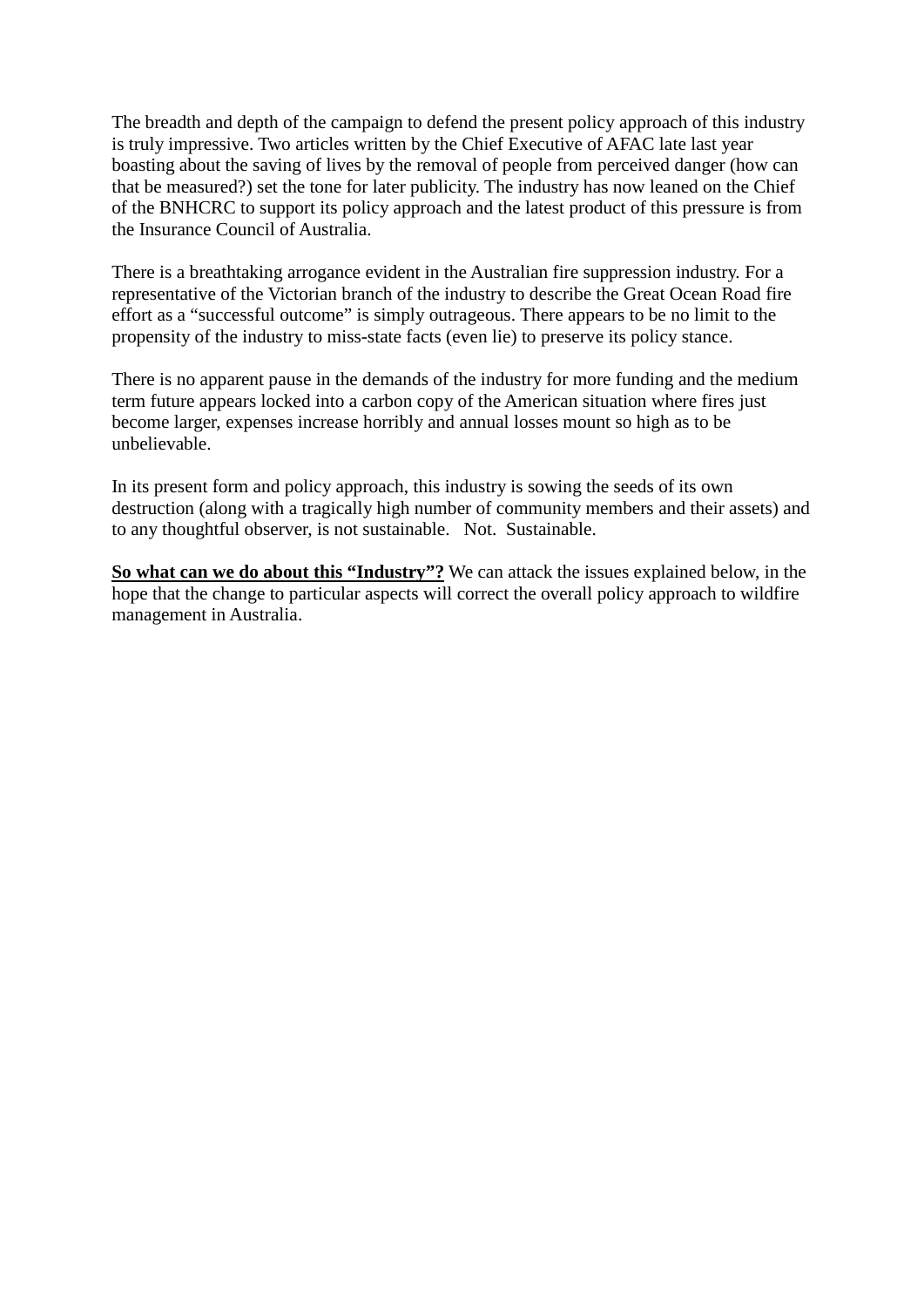The breadth and depth of the campaign to defend the present policy approach of this industry is truly impressive. Two articles written by the Chief Executive of AFAC late last year boasting about the saving of lives by the removal of people from perceived danger (how can that be measured?) set the tone for later publicity. The industry has now leaned on the Chief of the BNHCRC to support its policy approach and the latest product of this pressure is from the Insurance Council of Australia.

There is a breathtaking arrogance evident in the Australian fire suppression industry. For a representative of the Victorian branch of the industry to describe the Great Ocean Road fire effort as a "successful outcome" is simply outrageous. There appears to be no limit to the propensity of the industry to miss-state facts (even lie) to preserve its policy stance.

There is no apparent pause in the demands of the industry for more funding and the medium term future appears locked into a carbon copy of the American situation where fires just become larger, expenses increase horribly and annual losses mount so high as to be unbelievable.

In its present form and policy approach, this industry is sowing the seeds of its own destruction (along with a tragically high number of community members and their assets) and to any thoughtful observer, is not sustainable.   Not.  Sustainable.

**<u>So what can we do about this "Industry"?</u>** We can attack the issues explained below, in the hope that the change to particular aspects will correct the overall policy approach to wildfire management in Australia.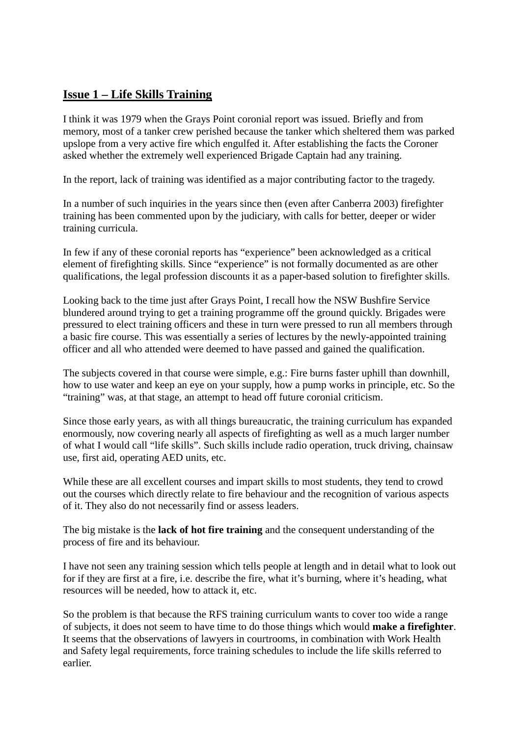## Issue 1 – Life Skills Training

I think it was 1979 when the Grays Point coronial report was issued. Briefly and from memory, most of a tanker crew perished because the tanker which sheltered them was parked upslope from a very active fire which engulfed it. After establishing the facts the Coroner asked whether the extremely well experienced Brigade Captain had any training.

In the report, lack of training was identified as a major contributing factor to the tragedy.

In a number of such inquiries in the years since then (even after Canberra 2003) firefighter training has been commented upon by the judiciary, with calls for better, deeper or wider training curricula.

In few if any of these coronial reports has "experience" been acknowledged as a critical element of firefighting skills. Since "experience" is not formally documented as are other qualifications, the legal profession discounts it as a paper-based solution to firefighter skills.

Looking back to the time just after Grays Point, I recall how the NSW Bushfire Service blundered around trying to get a training programme off the ground quickly. Brigades were pressured to elect training officers and these in turn were pressed to run all members through a basic fire course. This was essentially a series of lectures by the newly-appointed training officer and all who attended were deemed to have passed and gained the qualification.

The subjects covered in that course were simple, e.g.: Fire burns faster uphill than downhill, how to use water and keep an eye on your supply, how a pump works in principle, etc. So the "training" was, at that stage, an attempt to head off future coronial criticism.

Since those early years, as with all things bureaucratic, the training curriculum has expanded enormously, now covering nearly all aspects of firefighting as well as a much larger number of what I would call "life skills". Such skills include radio operation, truck driving, chainsaw use, first aid, operating AED units, etc.

While these are all excellent courses and impart skills to most students, they tend to crowd out the courses which directly relate to fire behaviour and the recognition of various aspects of it. They also do not necessarily find or assess leaders.

The big mistake is the **lack of hot fire training** and the consequent understanding of the process of fire and its behaviour.

I have not seen any training session which tells people at length and in detail what to look out for if they are first at a fire, i.e. describe the fire, what it's burning, where it's heading, what resources will be needed, how to attack it, etc.

So the problem is that because the RFS training curriculum wants to cover too wide a range of subjects, it does not seem to have time to do those things which would **make a firefighter**. It seems that the observations of lawyers in courtrooms, in combination with Work Health and Safety legal requirements, force training schedules to include the life skills referred to earlier.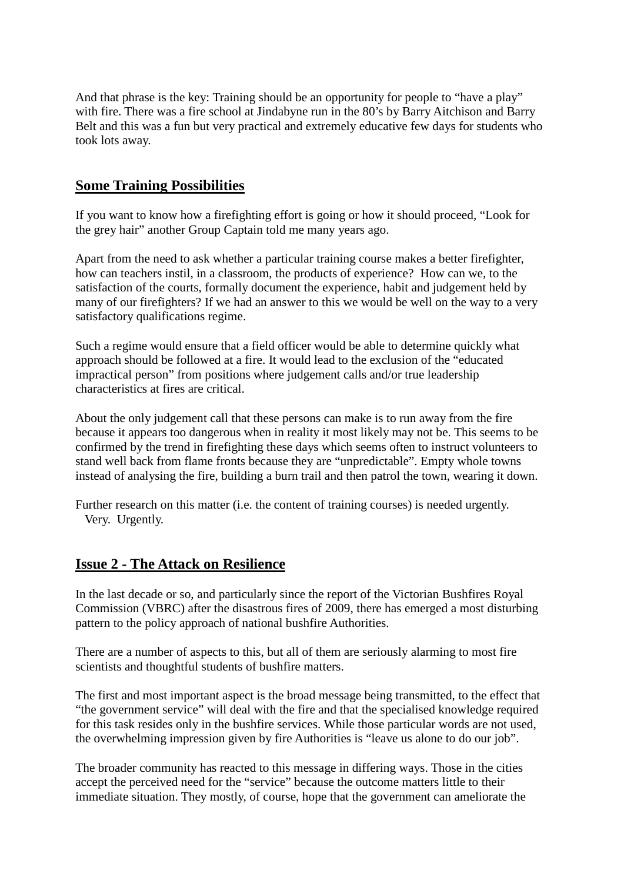And that phrase is the key: Training should be an opportunity for people to "have a play" with fire. There was a fire school at Jindabyne run in the 80's by Barry Aitchison and Barry Belt and this was a fun but very practical and extremely educative few days for students who took lots away.

## **Some Training Possibilities**

If you want to know how a firefighting effort is going or how it should proceed, "Look for the grey hair" another Group Captain told me many years ago.

Apart from the need to ask whether a particular training course makes a better firefighter, how can teachers instil, in a classroom, the products of experience? How can we, to the satisfaction of the courts, formally document the experience, habit and judgement held by many of our firefighters? If we had an answer to this we would be well on the way to a very satisfactory qualifications regime.

Such a regime would ensure that a field officer would be able to determine quickly what approach should be followed at a fire. It would lead to the exclusion of the "educated impractical person" from positions where judgement calls and/or true leadership characteristics at fires are critical.

About the only judgement call that these persons can make is to run away from the fire because it appears too dangerous when in reality it most likely may not be. This seems to be confirmed by the trend in firefighting these days which seems often to instruct volunteers to stand well back from flame fronts because they are "unpredictable". Empty whole towns instead of analysing the fire, building a burn trail and then patrol the town, wearing it down.

Further research on this matter (i.e. the content of training courses) is needed urgently. Very. Urgently.

## **Issue 2 - The Attack on Resilience**

In the last decade or so, and particularly since the report of the Victorian Bushfires Royal Commission (VBRC) after the disastrous fires of 2009, there has emerged a most disturbing pattern to the policy approach of national bushfire Authorities.

There are a number of aspects to this, but all of them are seriously alarming to most fire scientists and thoughtful students of bushfire matters.

The first and most important aspect is the broad message being transmitted, to the effect that "the government service" will deal with the fire and that the specialised knowledge required for this task resides only in the bushfire services. While those particular words are not used, the overwhelming impression given by fire Authorities is "leave us alone to do our job".

The broader community has reacted to this message in differing ways. Those in the cities accept the perceived need for the "service" because the outcome matters little to their immediate situation. They mostly, of course, hope that the government can ameliorate the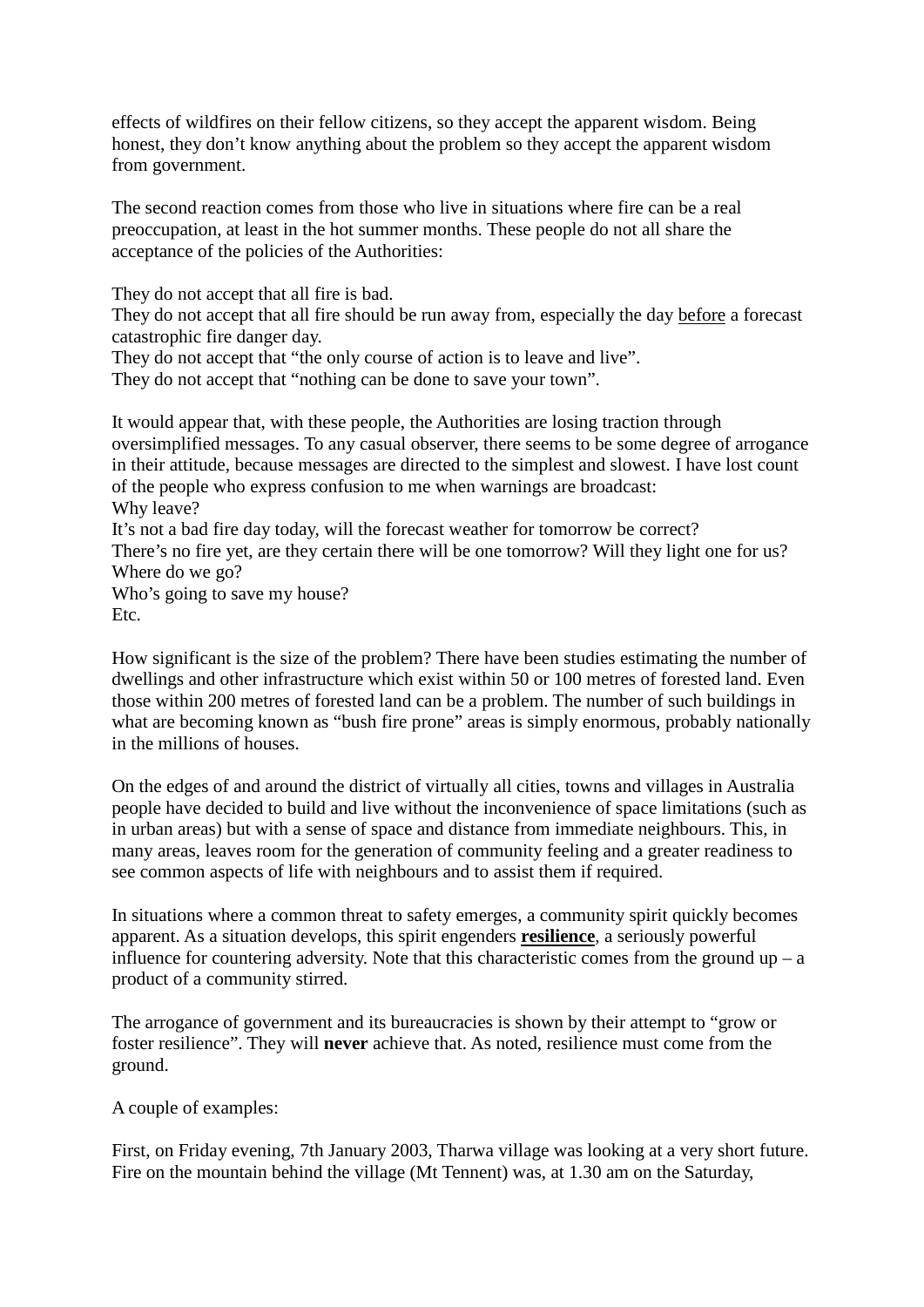effects of wildfires on their fellow citizens, so they accept the apparent wisdom. Being honest, they don't know anything about the problem so they accept the apparent wisdom from government.

The second reaction comes from those who live in situations where fire can be a real preoccupation, at least in the hot summer months. These people do not all share the acceptance of the policies of the Authorities:

They do not accept that all fire is bad.
They do not accept that all fire should be run away from, especially the day <u>before</u> a forecast catastrophic fire danger day.
They do not accept that "the only course of action is to leave and live".
They do not accept that "nothing can be done to save your town".

It would appear that, with these people, the Authorities are losing traction through oversimplified messages. To any casual observer, there seems to be some degree of arrogance in their attitude, because messages are directed to the simplest and slowest. I have lost count of the people who express confusion to me when warnings are broadcast:
Why leave?
It's not a bad fire day today, will the forecast weather for tomorrow be correct?
There's no fire yet, are they certain there will be one tomorrow? Will they light one for us?
Where do we go?
Who's going to save my house?
Etc.

How significant is the size of the problem? There have been studies estimating the number of dwellings and other infrastructure which exist within 50 or 100 metres of forested land. Even those within 200 metres of forested land can be a problem. The number of such buildings in what are becoming known as "bush fire prone" areas is simply enormous, probably nationally in the millions of houses.

On the edges of and around the district of virtually all cities, towns and villages in Australia people have decided to build and live without the inconvenience of space limitations (such as in urban areas) but with a sense of space and distance from immediate neighbours. This, in many areas, leaves room for the generation of community feeling and a greater readiness to see common aspects of life with neighbours and to assist them if required.

In situations where a common threat to safety emerges, a community spirit quickly becomes apparent. As a situation develops, this spirit engenders <u>**resilience**</u>, a seriously powerful influence for countering adversity. Note that this characteristic comes from the ground up – a product of a community stirred.

The arrogance of government and its bureaucracies is shown by their attempt to "grow or foster resilience". They will **never** achieve that. As noted, resilience must come from the ground.

A couple of examples:

First, on Friday evening, 7th January 2003, Tharwa village was looking at a very short future. Fire on the mountain behind the village (Mt Tennent) was, at 1.30 am on the Saturday,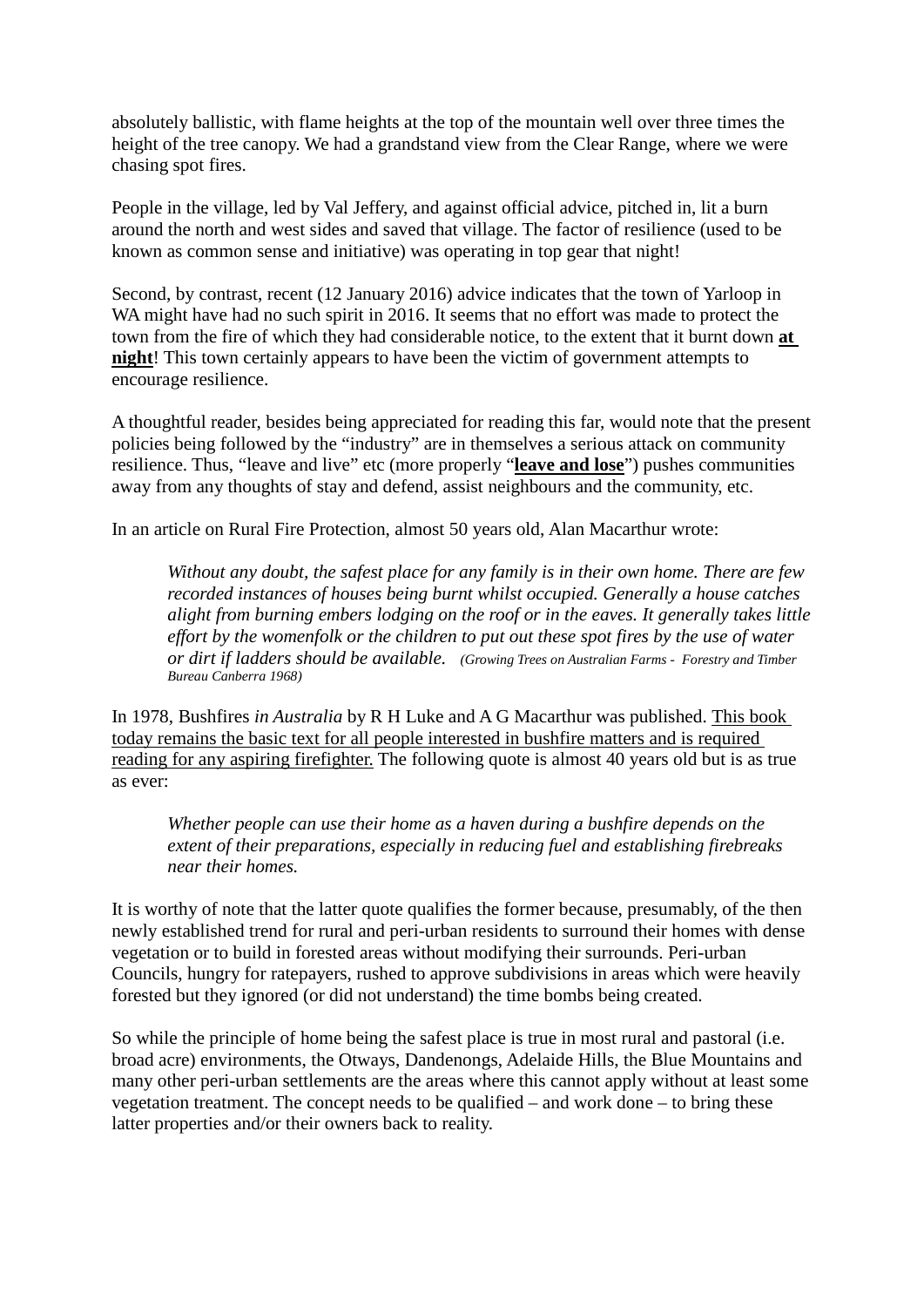absolutely ballistic, with flame heights at the top of the mountain well over three times the height of the tree canopy. We had a grandstand view from the Clear Range, where we were chasing spot fires.

People in the village, led by Val Jeffery, and against official advice, pitched in, lit a burn around the north and west sides and saved that village. The factor of resilience (used to be known as common sense and initiative) was operating in top gear that night!

Second, by contrast, recent (12 January 2016) advice indicates that the town of Yarloop in WA might have had no such spirit in 2016. It seems that no effort was made to protect the town from the fire of which they had considerable notice, to the extent that it burnt down <u>**at night**</u>! This town certainly appears to have been the victim of government attempts to encourage resilience.

A thoughtful reader, besides being appreciated for reading this far, would note that the present policies being followed by the "industry" are in themselves a serious attack on community resilience. Thus, "leave and live" etc (more properly "<u>**leave and lose**</u>") pushes communities away from any thoughts of stay and defend, assist neighbours and the community, etc.

In an article on Rural Fire Protection, almost 50 years old, Alan Macarthur wrote:

> *Without any doubt, the safest place for any family is in their own home. There are few recorded instances of houses being burnt whilst occupied. Generally a house catches alight from burning embers lodging on the roof or in the eaves. It generally takes little effort by the womenfolk or the children to put out these spot fires by the use of water or dirt if ladders should be available.* *(Growing Trees on Australian Farms - Forestry and Timber Bureau Canberra 1968)*

In 1978, Bushfires *in Australia* by R H Luke and A G Macarthur was published. <u>This book today remains the basic text for all people interested in bushfire matters and is required reading for any aspiring firefighter.</u> The following quote is almost 40 years old but is as true as ever:

> *Whether people can use their home as a haven during a bushfire depends on the extent of their preparations, especially in reducing fuel and establishing firebreaks near their homes.*

It is worthy of note that the latter quote qualifies the former because, presumably, of the then newly established trend for rural and peri-urban residents to surround their homes with dense vegetation or to build in forested areas without modifying their surrounds. Peri-urban Councils, hungry for ratepayers, rushed to approve subdivisions in areas which were heavily forested but they ignored (or did not understand) the time bombs being created.

So while the principle of home being the safest place is true in most rural and pastoral (i.e. broad acre) environments, the Otways, Dandenongs, Adelaide Hills, the Blue Mountains and many other peri-urban settlements are the areas where this cannot apply without at least some vegetation treatment. The concept needs to be qualified – and work done – to bring these latter properties and/or their owners back to reality.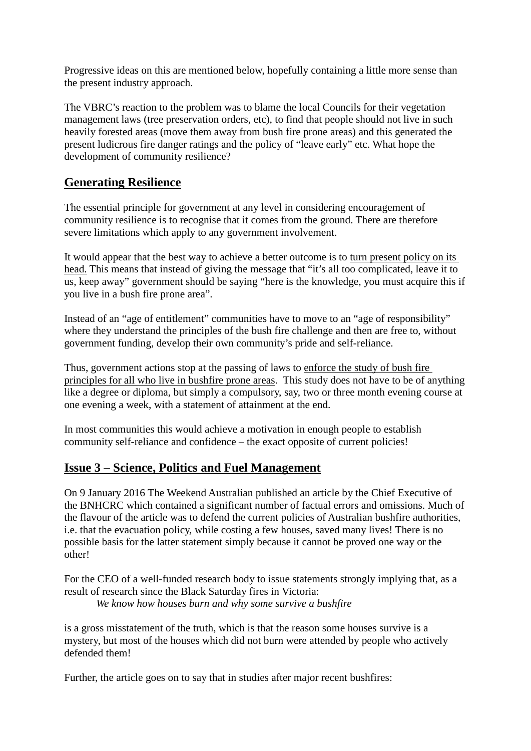Progressive ideas on this are mentioned below, hopefully containing a little more sense than the present industry approach.

The VBRC's reaction to the problem was to blame the local Councils for their vegetation management laws (tree preservation orders, etc), to find that people should not live in such heavily forested areas (move them away from bush fire prone areas) and this generated the present ludicrous fire danger ratings and the policy of "leave early" etc. What hope the development of community resilience?

## Generating Resilience

The essential principle for government at any level in considering encouragement of community resilience is to recognise that it comes from the ground. There are therefore severe limitations which apply to any government involvement.

It would appear that the best way to achieve a better outcome is to <u>turn present policy on its head.</u> This means that instead of giving the message that "it's all too complicated, leave it to us, keep away" government should be saying "here is the knowledge, you must acquire this if you live in a bush fire prone area".

Instead of an "age of entitlement" communities have to move to an "age of responsibility" where they understand the principles of the bush fire challenge and then are free to, without government funding, develop their own community's pride and self-reliance.

Thus, government actions stop at the passing of laws to <u>enforce the study of bush fire principles for all who live in bushfire prone areas</u>. This study does not have to be of anything like a degree or diploma, but simply a compulsory, say, two or three month evening course at one evening a week, with a statement of attainment at the end.

In most communities this would achieve a motivation in enough people to establish community self-reliance and confidence – the exact opposite of current policies!

## Issue 3 – Science, Politics and Fuel Management

On 9 January 2016 The Weekend Australian published an article by the Chief Executive of the BNHCRC which contained a significant number of factual errors and omissions. Much of the flavour of the article was to defend the current policies of Australian bushfire authorities, i.e. that the evacuation policy, while costing a few houses, saved many lives! There is no possible basis for the latter statement simply because it cannot be proved one way or the other!

For the CEO of a well-funded research body to issue statements strongly implying that, as a result of research since the Black Saturday fires in Victoria:

> *We know how houses burn and why some survive a bushfire*

is a gross misstatement of the truth, which is that the reason some houses survive is a mystery, but most of the houses which did not burn were attended by people who actively defended them!

Further, the article goes on to say that in studies after major recent bushfires: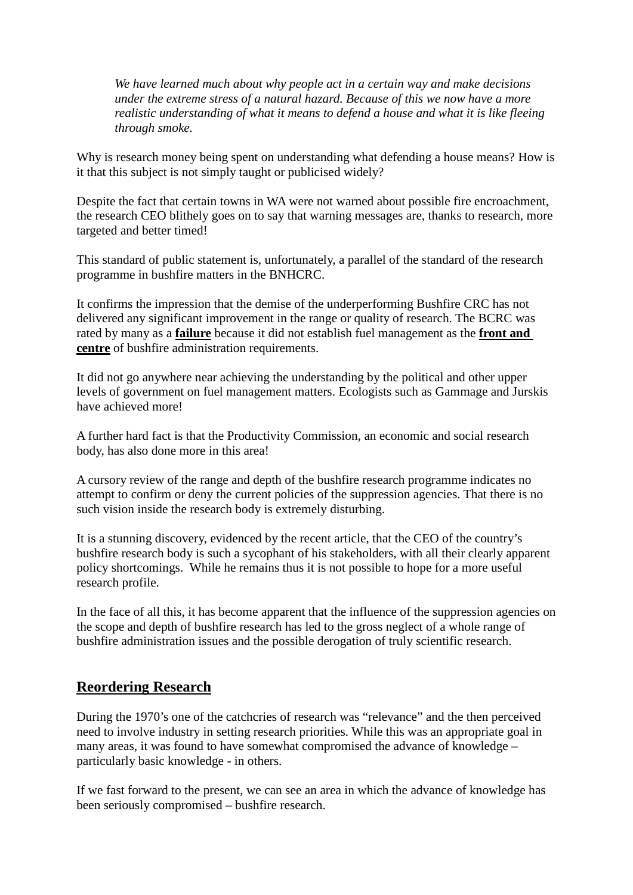> *We have learned much about why people act in a certain way and make decisions under the extreme stress of a natural hazard. Because of this we now have a more realistic understanding of what it means to defend a house and what it is like fleeing through smoke.*

Why is research money being spent on understanding what defending a house means? How is it that this subject is not simply taught or publicised widely?

Despite the fact that certain towns in WA were not warned about possible fire encroachment, the research CEO blithely goes on to say that warning messages are, thanks to research, more targeted and better timed!

This standard of public statement is, unfortunately, a parallel of the standard of the research programme in bushfire matters in the BNHCRC.

It confirms the impression that the demise of the underperforming Bushfire CRC has not delivered any significant improvement in the range or quality of research. The BCRC was rated by many as a <u>**failure**</u> because it did not establish fuel management as the <u>**front and centre**</u> of bushfire administration requirements.

It did not go anywhere near achieving the understanding by the political and other upper levels of government on fuel management matters. Ecologists such as Gammage and Jurskis have achieved more!

A further hard fact is that the Productivity Commission, an economic and social research body, has also done more in this area!

A cursory review of the range and depth of the bushfire research programme indicates no attempt to confirm or deny the current policies of the suppression agencies. That there is no such vision inside the research body is extremely disturbing.

It is a stunning discovery, evidenced by the recent article, that the CEO of the country's bushfire research body is such a sycophant of his stakeholders, with all their clearly apparent policy shortcomings. While he remains thus it is not possible to hope for a more useful research profile.

In the face of all this, it has become apparent that the influence of the suppression agencies on the scope and depth of bushfire research has led to the gross neglect of a whole range of bushfire administration issues and the possible derogation of truly scientific research.

## <u>Reordering Research</u>

During the 1970's one of the catchcries of research was "relevance" and the then perceived need to involve industry in setting research priorities. While this was an appropriate goal in many areas, it was found to have somewhat compromised the advance of knowledge – particularly basic knowledge - in others.

If we fast forward to the present, we can see an area in which the advance of knowledge has been seriously compromised – bushfire research.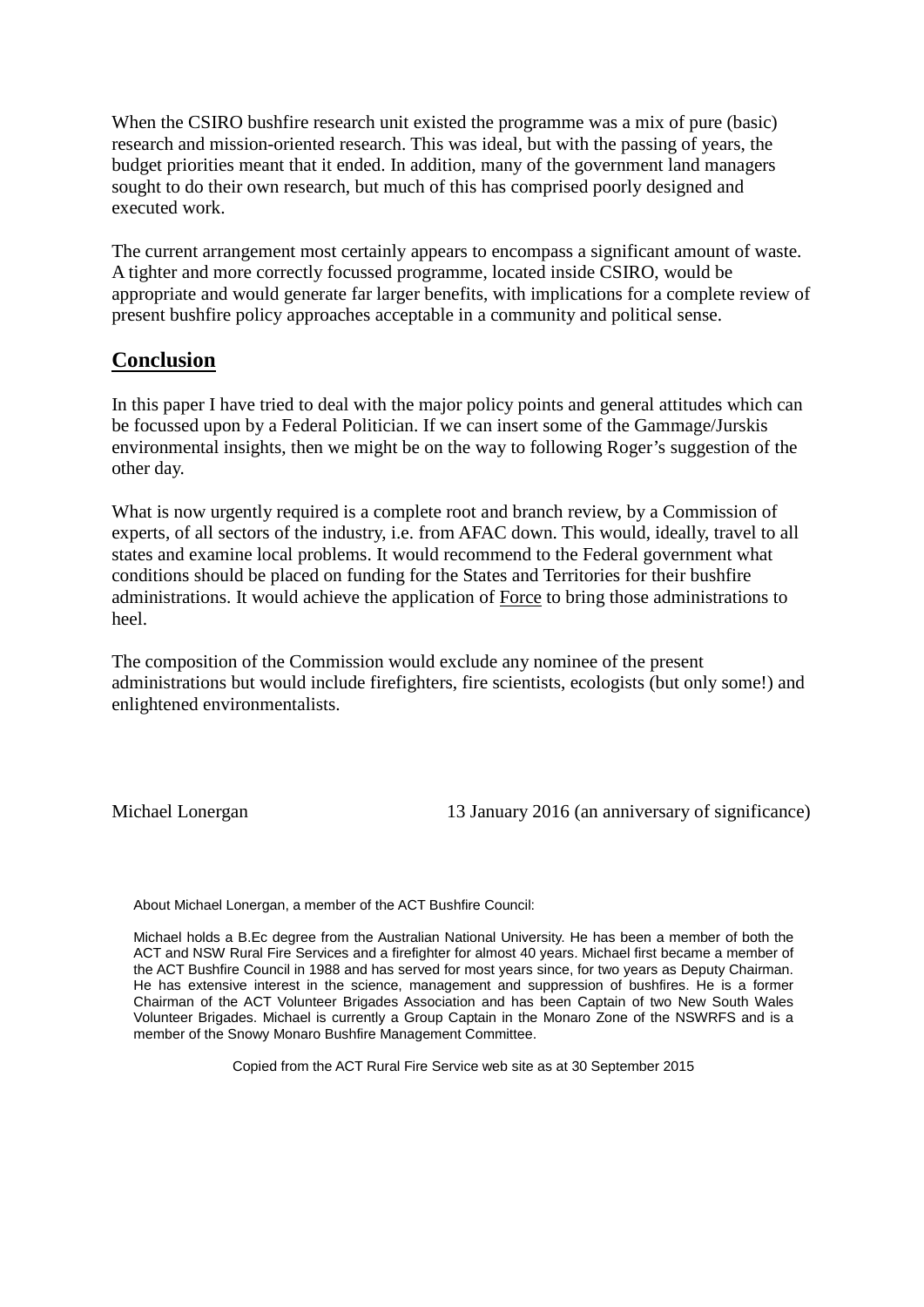When the CSIRO bushfire research unit existed the programme was a mix of pure (basic) research and mission-oriented research. This was ideal, but with the passing of years, the budget priorities meant that it ended. In addition, many of the government land managers sought to do their own research, but much of this has comprised poorly designed and executed work.

The current arrangement most certainly appears to encompass a significant amount of waste. A tighter and more correctly focussed programme, located inside CSIRO, would be appropriate and would generate far larger benefits, with implications for a complete review of present bushfire policy approaches acceptable in a community and political sense.

## Conclusion

In this paper I have tried to deal with the major policy points and general attitudes which can be focussed upon by a Federal Politician. If we can insert some of the Gammage/Jurskis environmental insights, then we might be on the way to following Roger's suggestion of the other day.

What is now urgently required is a complete root and branch review, by a Commission of experts, of all sectors of the industry, i.e. from AFAC down. This would, ideally, travel to all states and examine local problems. It would recommend to the Federal government what conditions should be placed on funding for the States and Territories for their bushfire administrations. It would achieve the application of <u>Force</u> to bring those administrations to heel.

The composition of the Commission would exclude any nominee of the present administrations but would include firefighters, fire scientists, ecologists (but only some!) and enlightened environmentalists.

Michael Lonergan 13 January 2016 (an anniversary of significance)

About Michael Lonergan, a member of the ACT Bushfire Council:

Michael holds a B.Ec degree from the Australian National University. He has been a member of both the ACT and NSW Rural Fire Services and a firefighter for almost 40 years. Michael first became a member of the ACT Bushfire Council in 1988 and has served for most years since, for two years as Deputy Chairman. He has extensive interest in the science, management and suppression of bushfires. He is a former Chairman of the ACT Volunteer Brigades Association and has been Captain of two New South Wales Volunteer Brigades. Michael is currently a Group Captain in the Monaro Zone of the NSWRFS and is a member of the Snowy Monaro Bushfire Management Committee.

Copied from the ACT Rural Fire Service web site as at 30 September 2015